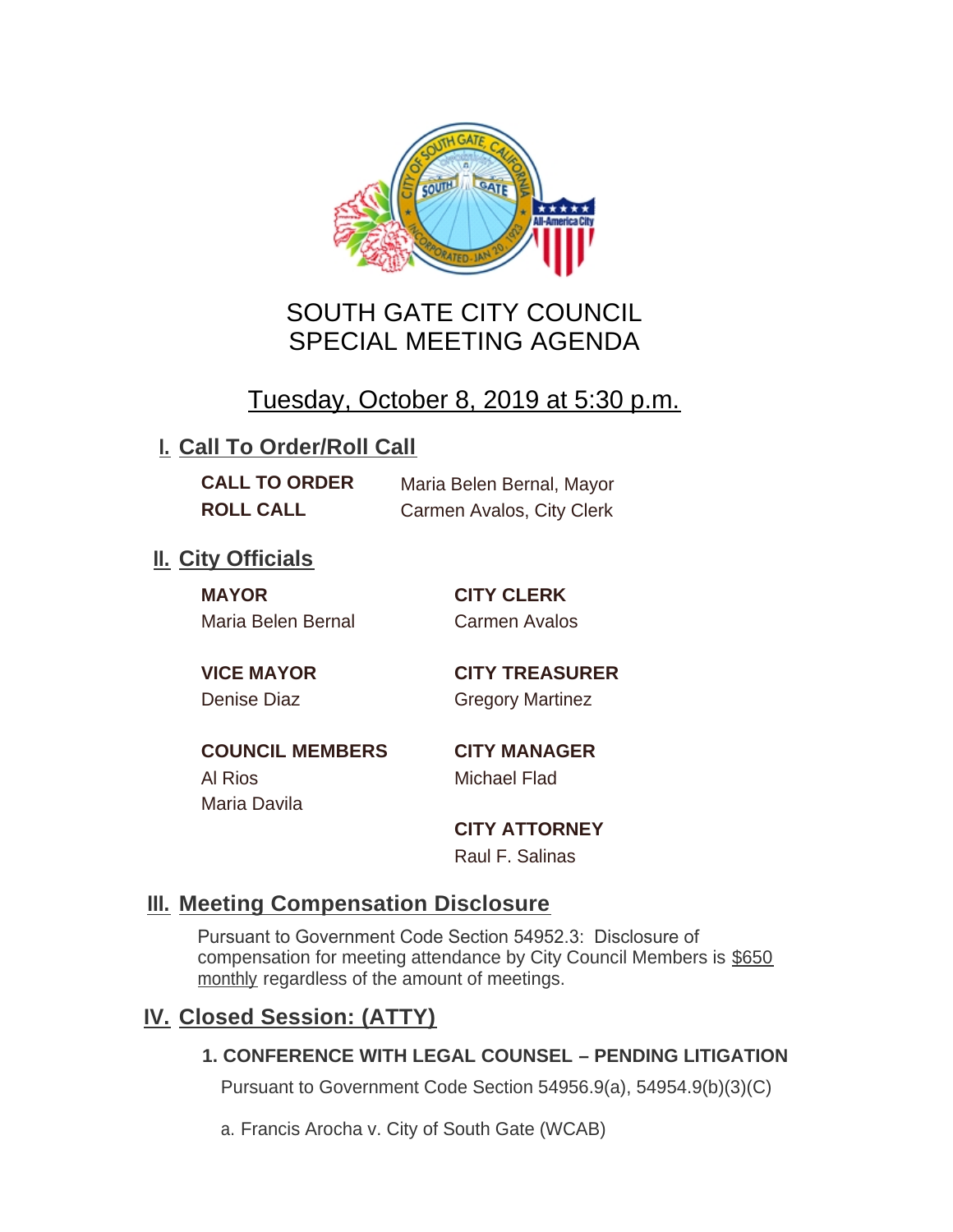# SOUTH GATE CITY COUNCIL
# SPECIAL MEETING AGENDA

## Tuesday, October 8, 2019 at 5:30 p.m.

## I. Call To Order/Roll Call

**CALL TO ORDER** Maria Belen Bernal, Mayor

**ROLL CALL** Carmen Avalos, City Clerk

## II. City Officials

**MAYOR**
Maria Belen Bernal

**VICE MAYOR**
Denise Diaz

**COUNCIL MEMBERS**
Al Rios
Maria Davila

**CITY CLERK**
Carmen Avalos

**CITY TREASURER**
Gregory Martinez

**CITY MANAGER**
Michael Flad

**CITY ATTORNEY**
Raul F. Salinas

## III. Meeting Compensation Disclosure

Pursuant to Government Code Section 54952.3: Disclosure of compensation for meeting attendance by City Council Members is $650 monthly regardless of the amount of meetings.

## IV. Closed Session: (ATTY)

### 1. CONFERENCE WITH LEGAL COUNSEL – PENDING LITIGATION

Pursuant to Government Code Section 54956.9(a), 54954.9(b)(3)(C)

a. Francis Arocha v. City of South Gate (WCAB)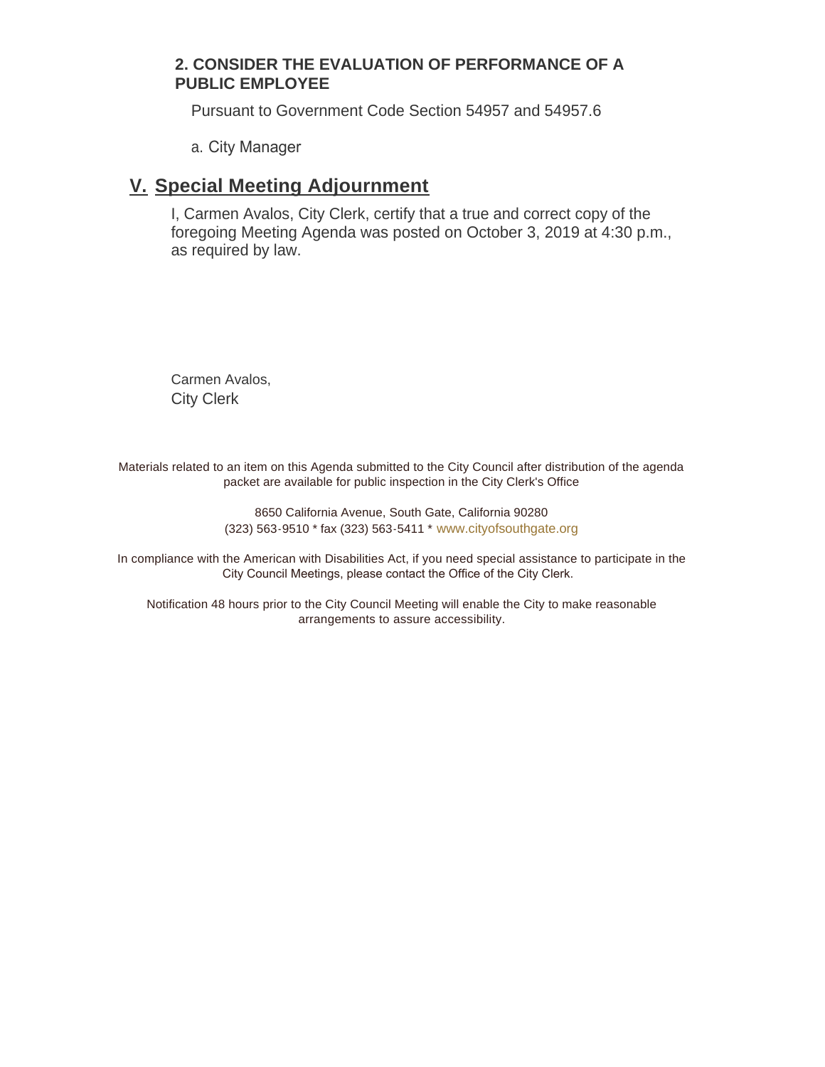### 2. CONSIDER THE EVALUATION OF PERFORMANCE OF A PUBLIC EMPLOYEE

Pursuant to Government Code Section 54957 and 54957.6

a. City Manager

## V. Special Meeting Adjournment

I, Carmen Avalos, City Clerk, certify that a true and correct copy of the foregoing Meeting Agenda was posted on October 3, 2019 at 4:30 p.m., as required by law.

Carmen Avalos,
City Clerk

Materials related to an item on this Agenda submitted to the City Council after distribution of the agenda packet are available for public inspection in the City Clerk's Office

8650 California Avenue, South Gate, California 90280
(323) 563-9510 * fax (323) 563-5411 * www.cityofsouthgate.org

In compliance with the American with Disabilities Act, if you need special assistance to participate in the City Council Meetings, please contact the Office of the City Clerk.

Notification 48 hours prior to the City Council Meeting will enable the City to make reasonable arrangements to assure accessibility.